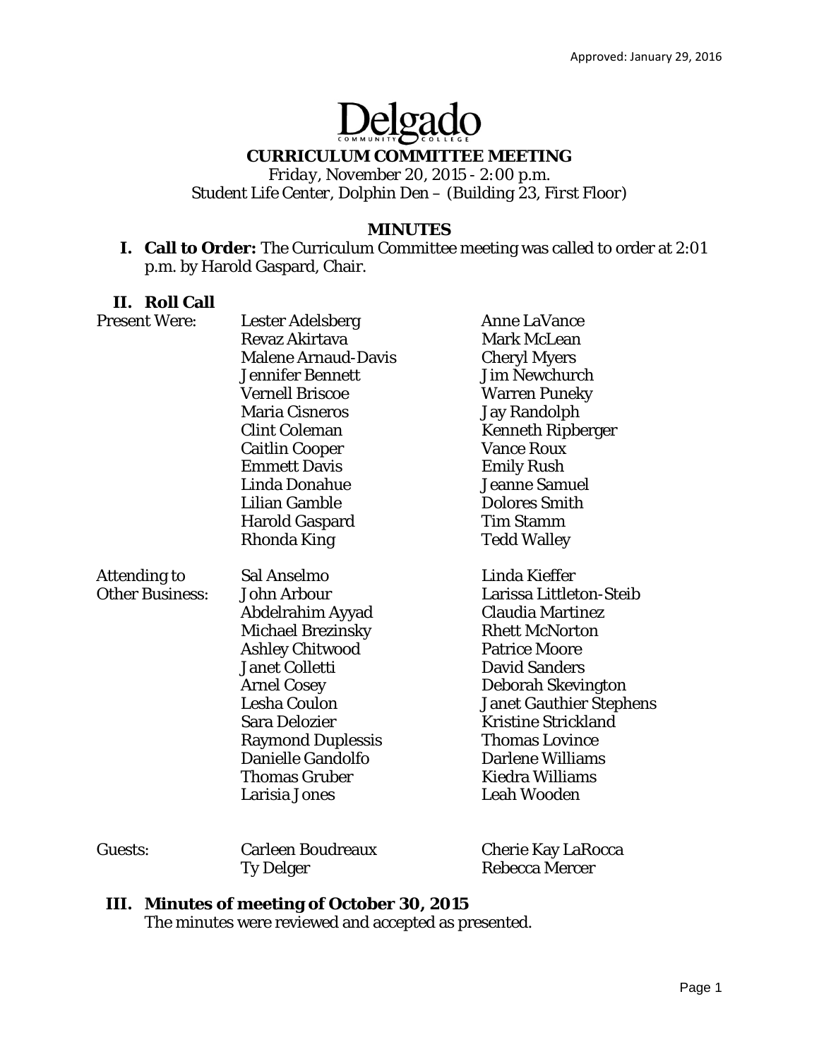Approved: January 29, 2016

Delgado Community College

# CURRICULUM COMMITTEE MEETING

*Friday, November 20, 2015 - 2:00 p.m.*
Student Life Center, Dolphin Den – (Building 23, First Floor)

## MINUTES

**I. Call to Order:** The Curriculum Committee meeting was called to order at 2:01 p.m. by Harold Gaspard, Chair.

**II. Roll Call**

| | | |
|---|---|---|
| Present Were: | Lester Adelsberg | Anne LaVance |
| | Revaz Akirtava | Mark McLean |
| | Malene Arnaud-Davis | Cheryl Myers |
| | Jennifer Bennett | Jim Newchurch |
| | Vernell Briscoe | Warren Puneky |
| | Maria Cisneros | Jay Randolph |
| | Clint Coleman | Kenneth Ripberger |
| | Caitlin Cooper | Vance Roux |
| | Emmett Davis | Emily Rush |
| | Linda Donahue | Jeanne Samuel |
| | Lilian Gamble | Dolores Smith |
| | Harold Gaspard | Tim Stamm |
| | Rhonda King | Tedd Walley |
| Attending to Other Business: | Sal Anselmo | Linda Kieffer |
| | John Arbour | Larissa Littleton-Steib |
| | Abdelrahim Ayyad | Claudia Martinez |
| | Michael Brezinsky | Rhett McNorton |
| | Ashley Chitwood | Patrice Moore |
| | Janet Colletti | David Sanders |
| | Arnel Cosey | Deborah Skevington |
| | Lesha Coulon | Janet Gauthier Stephens |
| | Sara Delozier | Kristine Strickland |
| | Raymond Duplessis | Thomas Lovince |
| | Danielle Gandolfo | Darlene Williams |
| | Thomas Gruber | Kiedra Williams |
| | Larisia Jones | Leah Wooden |
| Guests: | Carleen Boudreaux | Cherie Kay LaRocca |
| | Ty Delger | Rebecca Mercer |

**III. Minutes of meeting of October 30, 2015**
The minutes were reviewed and accepted as presented.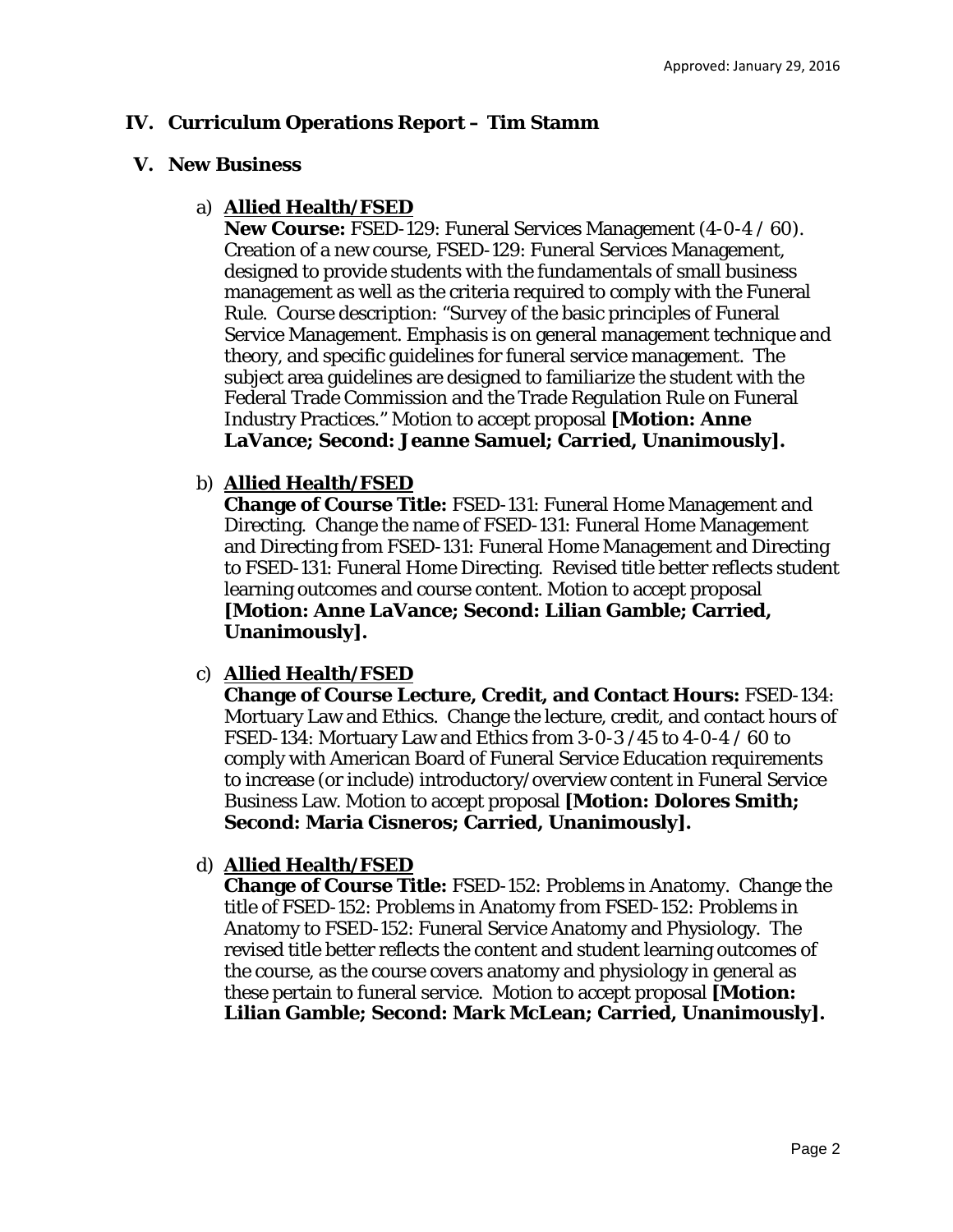## IV. Curriculum Operations Report – Tim Stamm

## V. New Business

a) **Allied Health/FSED**
**New Course:** FSED-129: Funeral Services Management (4-0-4 / 60). Creation of a new course, FSED-129: Funeral Services Management, designed to provide students with the fundamentals of small business management as well as the criteria required to comply with the Funeral Rule. Course description: "Survey of the basic principles of Funeral Service Management. Emphasis is on general management technique and theory, and specific guidelines for funeral service management. The subject area guidelines are designed to familiarize the student with the Federal Trade Commission and the Trade Regulation Rule on Funeral Industry Practices." Motion to accept proposal **[Motion: Anne LaVance; Second: Jeanne Samuel; Carried, Unanimously].**

b) **Allied Health/FSED**
**Change of Course Title:** FSED-131: Funeral Home Management and Directing. Change the name of FSED-131: Funeral Home Management and Directing *from* FSED-131: Funeral Home Management and Directing *to* FSED-131: Funeral Home Directing. Revised title better reflects student learning outcomes and course content. Motion to accept proposal **[Motion: Anne LaVance; Second: Lilian Gamble; Carried, Unanimously].**

c) **Allied Health/FSED**
**Change of Course Lecture, Credit, and Contact Hours:** FSED-134: Mortuary Law and Ethics. Change the lecture, credit, and contact hours of FSED-134: Mortuary Law and Ethics *from* 3-0-3 /45 *to* 4-0-4 / 60 to comply with American Board of Funeral Service Education requirements to increase (or include) introductory/overview content in Funeral Service Business Law. Motion to accept proposal **[Motion: Dolores Smith; Second: Maria Cisneros; Carried, Unanimously].**

d) **Allied Health/FSED**
**Change of Course Title:** FSED-152: Problems in Anatomy. Change the title of FSED-152: Problems in Anatomy *from* FSED-152: Problems in Anatomy *to* FSED-152: Funeral Service Anatomy and Physiology. The revised title better reflects the content and student learning outcomes of the course, as the course covers anatomy and physiology in general as these pertain to funeral service. Motion to accept proposal **[Motion: Lilian Gamble; Second: Mark McLean; Carried, Unanimously].**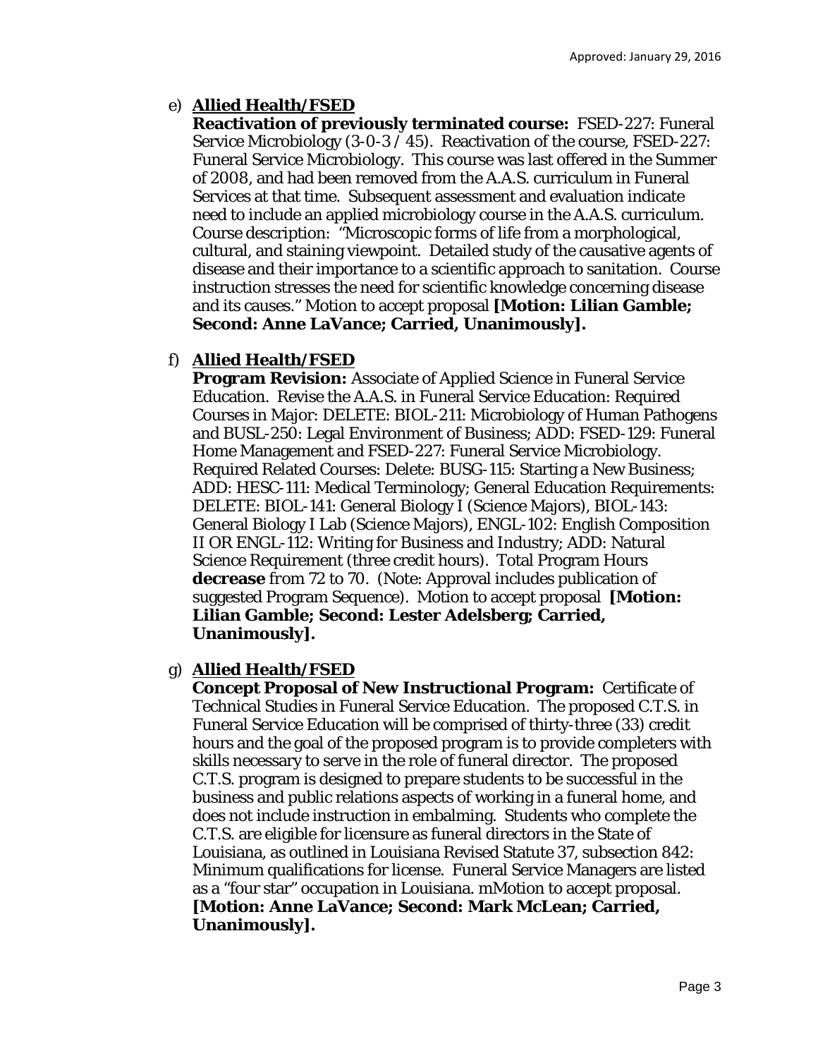e) **Allied Health/FSED**
   **Reactivation of previously terminated course:** FSED-227: Funeral Service Microbiology (3-0-3 / 45). Reactivation of the course, FSED-227: Funeral Service Microbiology. This course was last offered in the Summer of 2008, and had been removed from the A.A.S. curriculum in Funeral Services at that time. Subsequent assessment and evaluation indicate need to include an applied microbiology course in the A.A.S. curriculum. Course description: "Microscopic forms of life from a morphological, cultural, and staining viewpoint. Detailed study of the causative agents of disease and their importance to a scientific approach to sanitation. Course instruction stresses the need for scientific knowledge concerning disease and its causes." Motion to accept proposal **[Motion: Lilian Gamble; Second: Anne LaVance; Carried, Unanimously].**

f) **Allied Health/FSED**
   **Program Revision:** Associate of Applied Science in Funeral Service Education. Revise the A.A.S. in Funeral Service Education: Required Courses in Major: DELETE: BIOL-211: Microbiology of Human Pathogens and BUSL-250: Legal Environment of Business; ADD: FSED-129: Funeral Home Management and FSED-227: Funeral Service Microbiology. Required Related Courses: Delete: BUSG-115: Starting a New Business; ADD: HESC-111: Medical Terminology; General Education Requirements: DELETE: BIOL-141: General Biology I (Science Majors), BIOL-143: General Biology I Lab (Science Majors), ENGL-102: English Composition II OR ENGL-112: Writing for Business and Industry; ADD: Natural Science Requirement (three credit hours). Total Program Hours **decrease** from 72 to 70. (Note: Approval includes publication of suggested Program Sequence). Motion to accept proposal **[Motion: Lilian Gamble; Second: Lester Adelsberg; Carried, Unanimously].**

g) **Allied Health/FSED**
   **Concept Proposal of New Instructional Program:** Certificate of Technical Studies in Funeral Service Education. The proposed C.T.S. in Funeral Service Education will be comprised of thirty-three (33) credit hours and the goal of the proposed program is to provide completers with skills necessary to serve in the role of funeral director. The proposed C.T.S. program is designed to prepare students to be successful in the business and public relations aspects of working in a funeral home, and does not include instruction in embalming. Students who complete the C.T.S. are eligible for licensure as funeral directors in the State of Louisiana, as outlined in Louisiana Revised Statute 37, subsection 842: Minimum qualifications for license. Funeral Service Managers are listed as a "four star" occupation in Louisiana. mMotion to accept proposal. **[Motion: Anne LaVance; Second: Mark McLean; Carried, Unanimously].**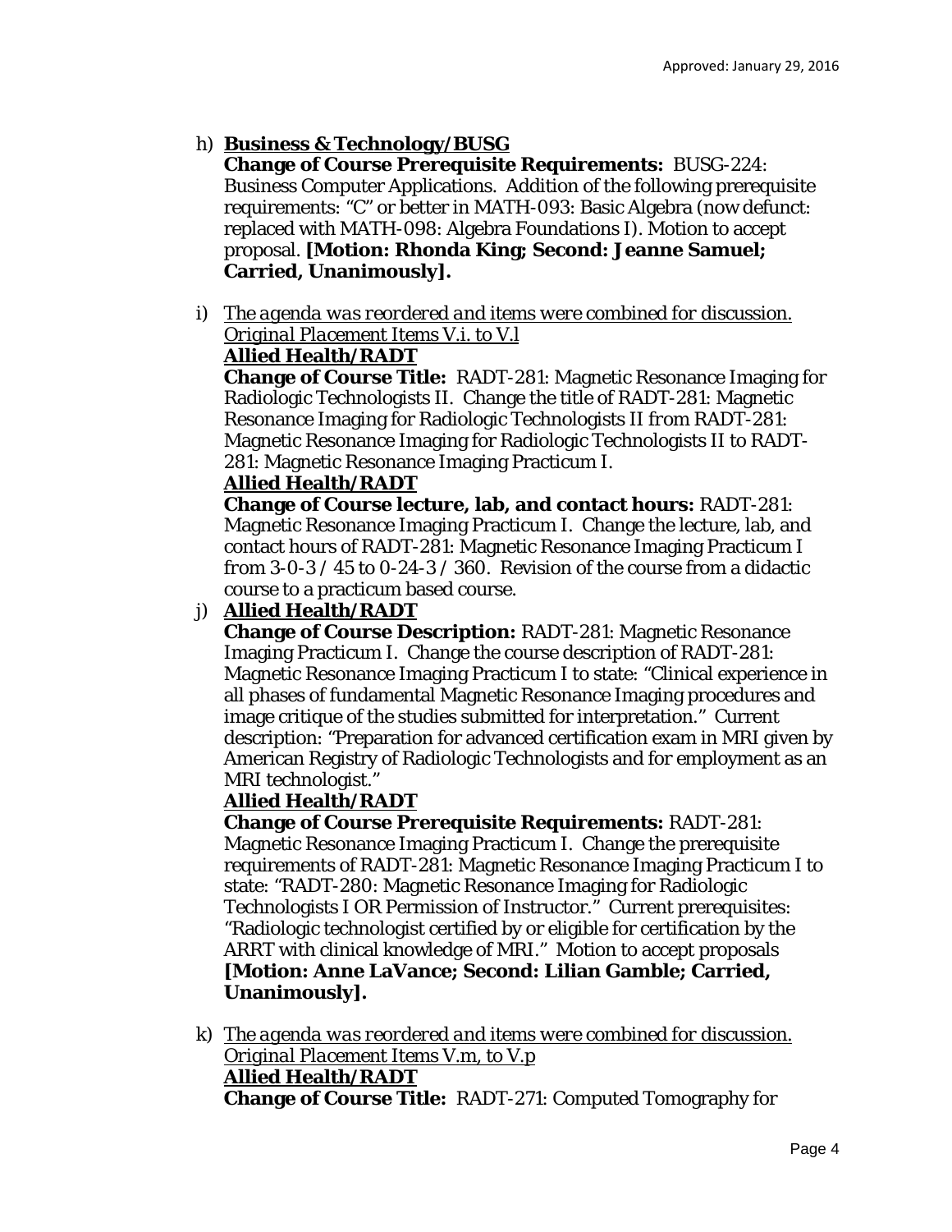Approved: January 29, 2016

h) **Business & Technology/BUSG**
**Change of Course Prerequisite Requirements:** BUSG-224: Business Computer Applications. Addition of the following prerequisite requirements: "C" or better in MATH-093: Basic Algebra (now defunct: replaced with MATH-098: Algebra Foundations I). Motion to accept proposal. **[Motion: Rhonda King; Second: Jeanne Samuel; Carried, Unanimously].**

i) *The agenda was reordered and items were combined for discussion. Original Placement Items V.i. to V.l*
**Allied Health/RADT**
**Change of Course Title:** RADT-281: Magnetic Resonance Imaging for Radiologic Technologists II. Change the title of RADT-281: Magnetic Resonance Imaging for Radiologic Technologists II *from* RADT-281: Magnetic Resonance Imaging for Radiologic Technologists II *to* RADT-281: Magnetic Resonance Imaging Practicum I.
**Allied Health/RADT**
**Change of Course lecture, lab, and contact hours:** RADT-281: Magnetic Resonance Imaging Practicum I. Change the lecture, lab, and contact hours of RADT-281: Magnetic Resonance Imaging Practicum I *from* 3-0-3 / 45 *to* 0-24-3 / 360. Revision of the course from a didactic course to a practicum based course.

j) **Allied Health/RADT**
**Change of Course Description:** RADT-281: Magnetic Resonance Imaging Practicum I. Change the course description of RADT-281: Magnetic Resonance Imaging Practicum I to state: "Clinical experience in all phases of fundamental Magnetic Resonance Imaging procedures and image critique of the studies submitted for interpretation." Current description: "Preparation for advanced certification exam in MRI given by American Registry of Radiologic Technologists and for employment as an MRI technologist."
**Allied Health/RADT**
**Change of Course Prerequisite Requirements:** RADT-281: Magnetic Resonance Imaging Practicum I. Change the prerequisite requirements of RADT-281: Magnetic Resonance Imaging Practicum I to state: "RADT-280: Magnetic Resonance Imaging for Radiologic Technologists I OR Permission of Instructor." Current prerequisites: "Radiologic technologist certified by or eligible for certification by the ARRT with clinical knowledge of MRI." Motion to accept proposals **[Motion: Anne LaVance; Second: Lilian Gamble; Carried, Unanimously].**

k) *The agenda was reordered and items were combined for discussion. Original Placement Items V.m, to V.p*
**Allied Health/RADT**
**Change of Course Title:** RADT-271: Computed Tomography for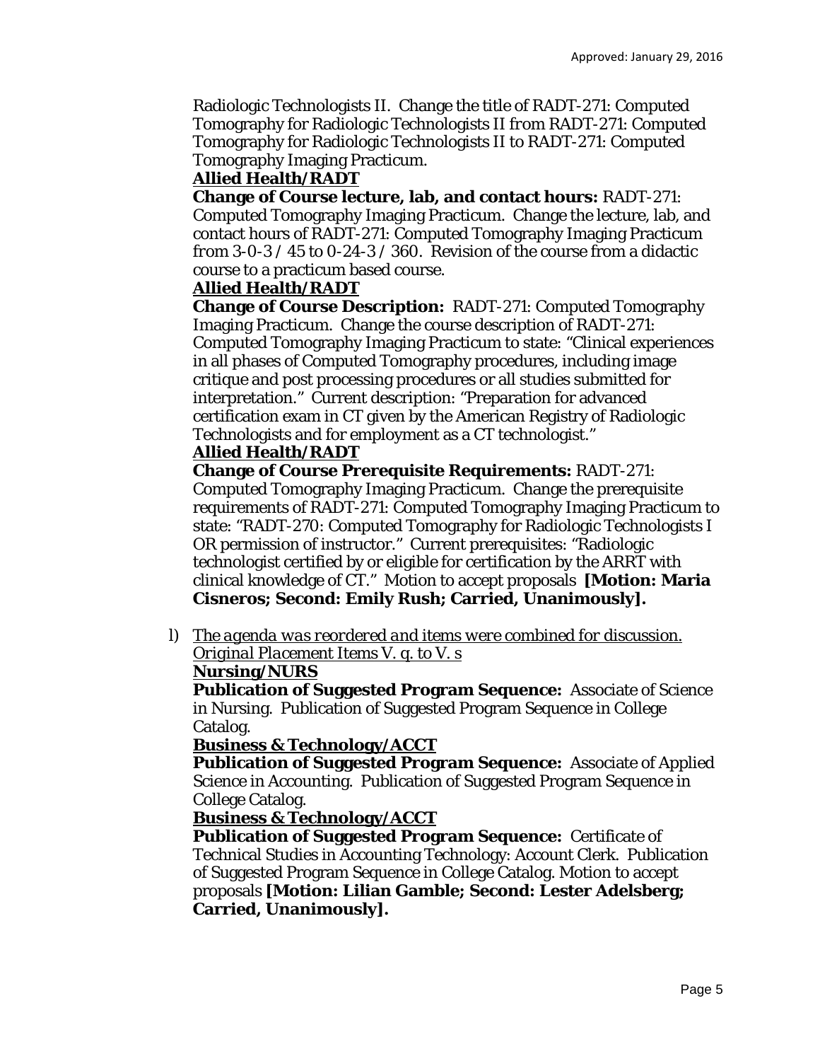Radiologic Technologists II. Change the title of RADT-271: Computed Tomography for Radiologic Technologists II from RADT-271: Computed Tomography for Radiologic Technologists II to RADT-271: Computed Tomography Imaging Practicum.

**Allied Health/RADT**

**Change of Course lecture, lab, and contact hours:** RADT-271: Computed Tomography Imaging Practicum. Change the lecture, lab, and contact hours of RADT-271: Computed Tomography Imaging Practicum from 3-0-3 / 45 to 0-24-3 / 360. Revision of the course from a didactic course to a practicum based course.

**Allied Health/RADT**

**Change of Course Description:** RADT-271: Computed Tomography Imaging Practicum. Change the course description of RADT-271: Computed Tomography Imaging Practicum to state: "Clinical experiences in all phases of Computed Tomography procedures, including image critique and post processing procedures or all studies submitted for interpretation." Current description: "Preparation for advanced certification exam in CT given by the American Registry of Radiologic Technologists and for employment as a CT technologist."

**Allied Health/RADT**

**Change of Course Prerequisite Requirements:** RADT-271: Computed Tomography Imaging Practicum. Change the prerequisite requirements of RADT-271: Computed Tomography Imaging Practicum to state: "RADT-270: Computed Tomography for Radiologic Technologists I OR permission of instructor." Current prerequisites: "Radiologic technologist certified by or eligible for certification by the ARRT with clinical knowledge of CT." Motion to accept proposals **[Motion: Maria Cisneros; Second: Emily Rush; Carried, Unanimously].**

l) *The agenda was reordered and items were combined for discussion. Original Placement Items V. q. to V. s*

**Nursing/NURS**

**Publication of Suggested Program Sequence:** Associate of Science in Nursing. Publication of Suggested Program Sequence in College Catalog.

**Business & Technology/ACCT**

**Publication of Suggested Program Sequence:** Associate of Applied Science in Accounting. Publication of Suggested Program Sequence in College Catalog.

**Business & Technology/ACCT**

**Publication of Suggested Program Sequence:** Certificate of Technical Studies in Accounting Technology: Account Clerk. Publication of Suggested Program Sequence in College Catalog. Motion to accept proposals **[Motion: Lilian Gamble; Second: Lester Adelsberg; Carried, Unanimously].**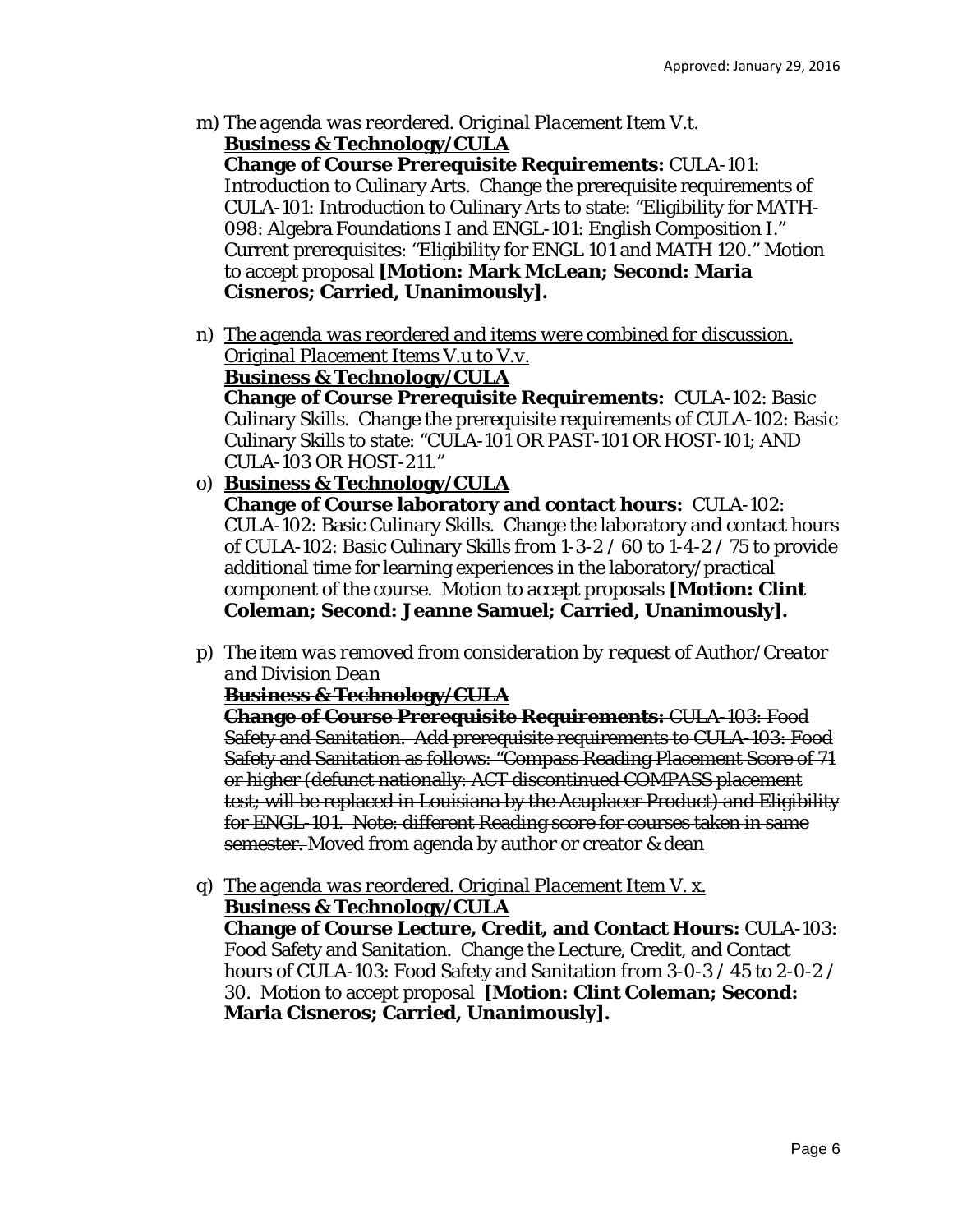Approved: January 29, 2016

m) *The agenda was reordered. Original Placement Item V.t.*
**Business & Technology/CULA**
**Change of Course Prerequisite Requirements:** CULA-101: Introduction to Culinary Arts. Change the prerequisite requirements of CULA-101: Introduction to Culinary Arts to state: "Eligibility for MATH-098: Algebra Foundations I and ENGL-101: English Composition I." Current prerequisites: "Eligibility for ENGL 101 and MATH 120." Motion to accept proposal **[Motion: Mark McLean; Second: Maria Cisneros; Carried, Unanimously].**

n) *The agenda was reordered and items were combined for discussion. Original Placement Items V.u to V.v.*
**Business & Technology/CULA**
**Change of Course Prerequisite Requirements:** CULA-102: Basic Culinary Skills. Change the prerequisite requirements of CULA-102: Basic Culinary Skills to state: "CULA-101 OR PAST-101 OR HOST-101; AND CULA-103 OR HOST-211."

o) **Business & Technology/CULA**
**Change of Course laboratory and contact hours:** CULA-102: CULA-102: Basic Culinary Skills. Change the laboratory and contact hours of CULA-102: Basic Culinary Skills from 1-3-2 / 60 to 1-4-2 / 75 to provide additional time for learning experiences in the laboratory/practical component of the course. Motion to accept proposals **[Motion: Clint Coleman; Second: Jeanne Samuel; Carried, Unanimously].**

p) *The item was removed from consideration by request of Author/Creator and Division Dean*
~~**Business & Technology/CULA**~~
~~**Change of Course Prerequisite Requirements:** CULA-103: Food Safety and Sanitation. Add prerequisite requirements to CULA-103: Food Safety and Sanitation as follows: "Compass Reading Placement Score of 71 or higher (defunct nationally: ACT discontinued COMPASS placement test; will be replaced in Louisiana by the Acuplacer Product) and Eligibility for ENGL-101. Note: different Reading score for courses taken in same semester.~~ Moved from agenda by author or creator & dean

q) *The agenda was reordered. Original Placement Item V. x.*
**Business & Technology/CULA**
**Change of Course Lecture, Credit, and Contact Hours:** CULA-103: Food Safety and Sanitation. Change the Lecture, Credit, and Contact hours of CULA-103: Food Safety and Sanitation from 3-0-3 / 45 to 2-0-2 / 30. Motion to accept proposal **[Motion: Clint Coleman; Second: Maria Cisneros; Carried, Unanimously].**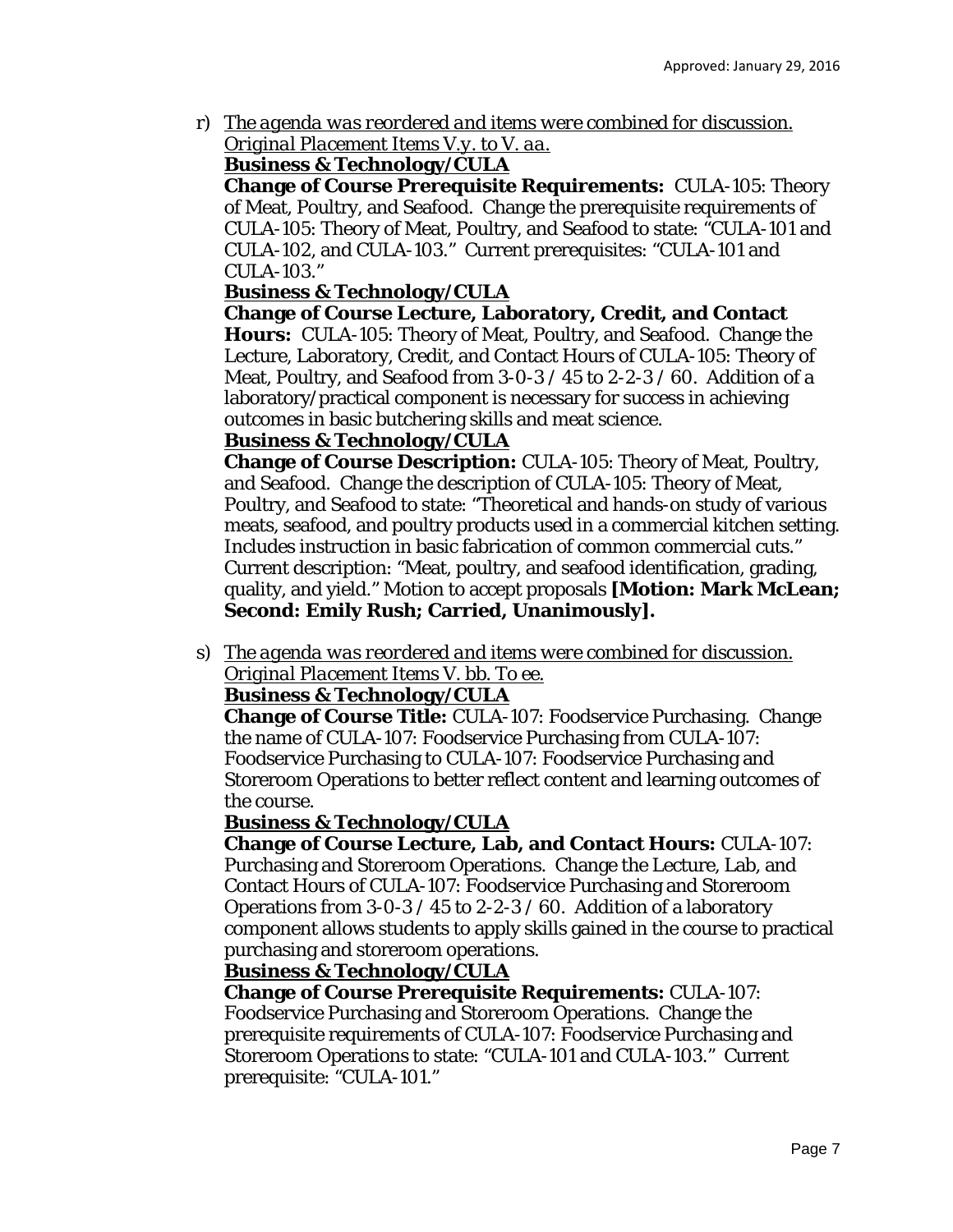r) _*The agenda was reordered and items were combined for discussion. Original Placement Items V.y. to V. aa.*_

**<u>Business & Technology/CULA</u>**

**Change of Course Prerequisite Requirements:** CULA-105: Theory of Meat, Poultry, and Seafood. Change the prerequisite requirements of CULA-105: Theory of Meat, Poultry, and Seafood to state: "CULA-101 and CULA-102, and CULA-103." Current prerequisites: "CULA-101 and CULA-103."

**<u>Business & Technology/CULA</u>**

**Change of Course Lecture, Laboratory, Credit, and Contact Hours:** CULA-105: Theory of Meat, Poultry, and Seafood. Change the Lecture, Laboratory, Credit, and Contact Hours of CULA-105: Theory of Meat, Poultry, and Seafood *from* 3-0-3 / 45 *to* 2-2-3 / 60. Addition of a laboratory/practical component is necessary for success in achieving outcomes in basic butchering skills and meat science.

**<u>Business & Technology/CULA</u>**

**Change of Course Description:** CULA-105: Theory of Meat, Poultry, and Seafood. Change the description of CULA-105: Theory of Meat, Poultry, and Seafood to state: "Theoretical and hands-on study of various meats, seafood, and poultry products used in a commercial kitchen setting. Includes instruction in basic fabrication of common commercial cuts." Current description: "Meat, poultry, and seafood identification, grading, quality, and yield." Motion to accept proposals **[Motion: Mark McLean; Second: Emily Rush; Carried, Unanimously].**

s) _*The agenda was reordered and items were combined for discussion. Original Placement Items V. bb. To ee.*_

**<u>Business & Technology/CULA</u>**

**Change of Course Title:** CULA-107: Foodservice Purchasing. Change the name of CULA-107: Foodservice Purchasing *from* CULA-107: Foodservice Purchasing *to* CULA-107: Foodservice Purchasing and Storeroom Operations to better reflect content and learning outcomes of the course.

**<u>Business & Technology/CULA</u>**

**Change of Course Lecture, Lab, and Contact Hours:** CULA-107: Purchasing and Storeroom Operations. Change the Lecture, Lab, and Contact Hours of CULA-107: Foodservice Purchasing and Storeroom Operations *from* 3-0-3 / 45 *to* 2-2-3 / 60. Addition of a laboratory component allows students to apply skills gained in the course to practical purchasing and storeroom operations.

**<u>Business & Technology/CULA</u>**

**Change of Course Prerequisite Requirements:** CULA-107: Foodservice Purchasing and Storeroom Operations. Change the prerequisite requirements of CULA-107: Foodservice Purchasing and Storeroom Operations to state: "CULA-101 and CULA-103." Current prerequisite: "CULA-101."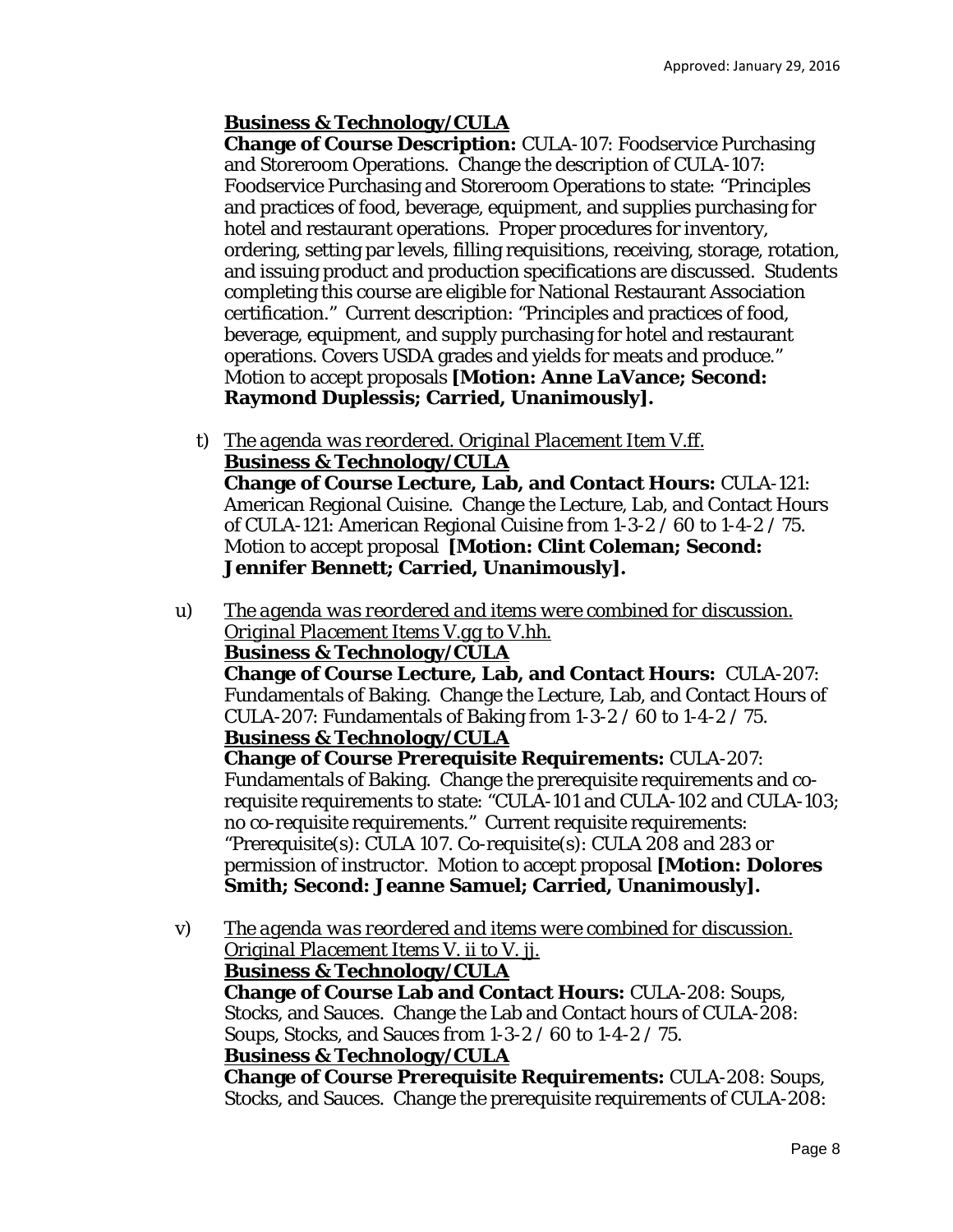**Business & Technology/CULA**

**Change of Course Description:** CULA-107: Foodservice Purchasing and Storeroom Operations. Change the description of CULA-107: Foodservice Purchasing and Storeroom Operations to state: "Principles and practices of food, beverage, equipment, and supplies purchasing for hotel and restaurant operations. Proper procedures for inventory, ordering, setting par levels, filling requisitions, receiving, storage, rotation, and issuing product and production specifications are discussed. Students completing this course are eligible for National Restaurant Association certification." Current description: "Principles and practices of food, beverage, equipment, and supply purchasing for hotel and restaurant operations. Covers USDA grades and yields for meats and produce." Motion to accept proposals **[Motion: Anne LaVance; Second: Raymond Duplessis; Carried, Unanimously].**

t) *The agenda was reordered. Original Placement Item V.ff.*

**Business & Technology/CULA**

**Change of Course Lecture, Lab, and Contact Hours:** CULA-121: American Regional Cuisine. Change the Lecture, Lab, and Contact Hours of CULA-121: American Regional Cuisine from 1-3-2 / 60 to 1-4-2 / 75. Motion to accept proposal **[Motion: Clint Coleman; Second: Jennifer Bennett; Carried, Unanimously].**

u) *The agenda was reordered and items were combined for discussion. Original Placement Items V.gg to V.hh.*

**Business & Technology/CULA**

**Change of Course Lecture, Lab, and Contact Hours:** CULA-207: Fundamentals of Baking. Change the Lecture, Lab, and Contact Hours of CULA-207: Fundamentals of Baking from 1-3-2 / 60 to 1-4-2 / 75.

**Business & Technology/CULA**

**Change of Course Prerequisite Requirements:** CULA-207: Fundamentals of Baking. Change the prerequisite requirements and co-requisite requirements to state: "CULA-101 and CULA-102 and CULA-103; no co-requisite requirements." Current requisite requirements: "Prerequisite(s): CULA 107. Co-requisite(s): CULA 208 and 283 or permission of instructor. Motion to accept proposal **[Motion: Dolores Smith; Second: Jeanne Samuel; Carried, Unanimously].**

v) *The agenda was reordered and items were combined for discussion. Original Placement Items V. ii to V. jj.*

**Business & Technology/CULA**

**Change of Course Lab and Contact Hours:** CULA-208: Soups, Stocks, and Sauces. Change the Lab and Contact hours of CULA-208: Soups, Stocks, and Sauces from 1-3-2 / 60 to 1-4-2 / 75.

**Business & Technology/CULA**

**Change of Course Prerequisite Requirements:** CULA-208: Soups, Stocks, and Sauces. Change the prerequisite requirements of CULA-208: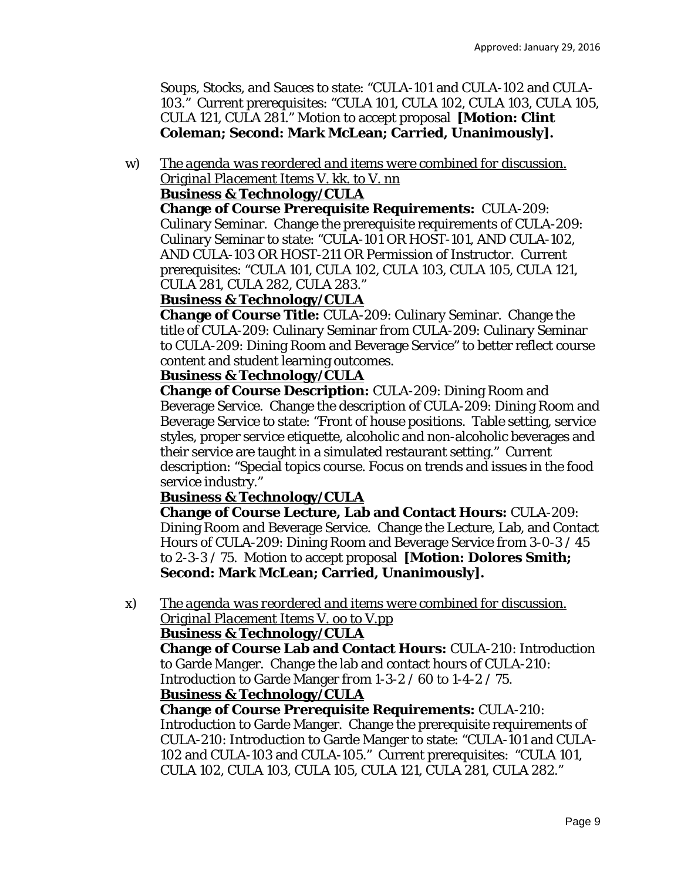Soups, Stocks, and Sauces to state: "CULA-101 and CULA-102 and CULA-103." Current prerequisites: "CULA 101, CULA 102, CULA 103, CULA 105, CULA 121, CULA 281." Motion to accept proposal **[Motion: Clint Coleman; Second: Mark McLean; Carried, Unanimously].**

w) *The agenda was reordered and items were combined for discussion. Original Placement Items V. kk. to V. nn*

**Business & Technology/CULA**

**Change of Course Prerequisite Requirements:** CULA-209: Culinary Seminar. Change the prerequisite requirements of CULA-209: Culinary Seminar to state: "CULA-101 OR HOST-101, AND CULA-102, AND CULA-103 OR HOST-211 OR Permission of Instructor. Current prerequisites: "CULA 101, CULA 102, CULA 103, CULA 105, CULA 121, CULA 281, CULA 282, CULA 283."

**Business & Technology/CULA**

**Change of Course Title:** CULA-209: Culinary Seminar. Change the title of CULA-209: Culinary Seminar *from* CULA-209: Culinary Seminar to CULA-209: Dining Room and Beverage Service" to better reflect course content and student learning outcomes.

**Business & Technology/CULA**

**Change of Course Description:** CULA-209: Dining Room and Beverage Service. Change the description of CULA-209: Dining Room and Beverage Service to state: "Front of house positions. Table setting, service styles, proper service etiquette, alcoholic and non-alcoholic beverages and their service are taught in a simulated restaurant setting." Current description: "Special topics course. Focus on trends and issues in the food service industry."

**Business & Technology/CULA**

**Change of Course Lecture, Lab and Contact Hours:** CULA-209: Dining Room and Beverage Service. Change the Lecture, Lab, and Contact Hours of CULA-209: Dining Room and Beverage Service *from* 3-0-3 / 45 to 2-3-3 / 75. Motion to accept proposal **[Motion: Dolores Smith; Second: Mark McLean; Carried, Unanimously].**

x) *The agenda was reordered and items were combined for discussion. Original Placement Items V. oo to V.pp*

**Business & Technology/CULA**

**Change of Course Lab and Contact Hours:** CULA-210: Introduction to Garde Manger. Change the lab and contact hours of CULA-210: Introduction to Garde Manger *from* 1-3-2 / 60 to 1-4-2 / 75.

**Business & Technology/CULA**

**Change of Course Prerequisite Requirements:** CULA-210: Introduction to Garde Manger. Change the prerequisite requirements of CULA-210: Introduction to Garde Manger to state: "CULA-101 and CULA-102 and CULA-103 and CULA-105." Current prerequisites: "CULA 101, CULA 102, CULA 103, CULA 105, CULA 121, CULA 281, CULA 282."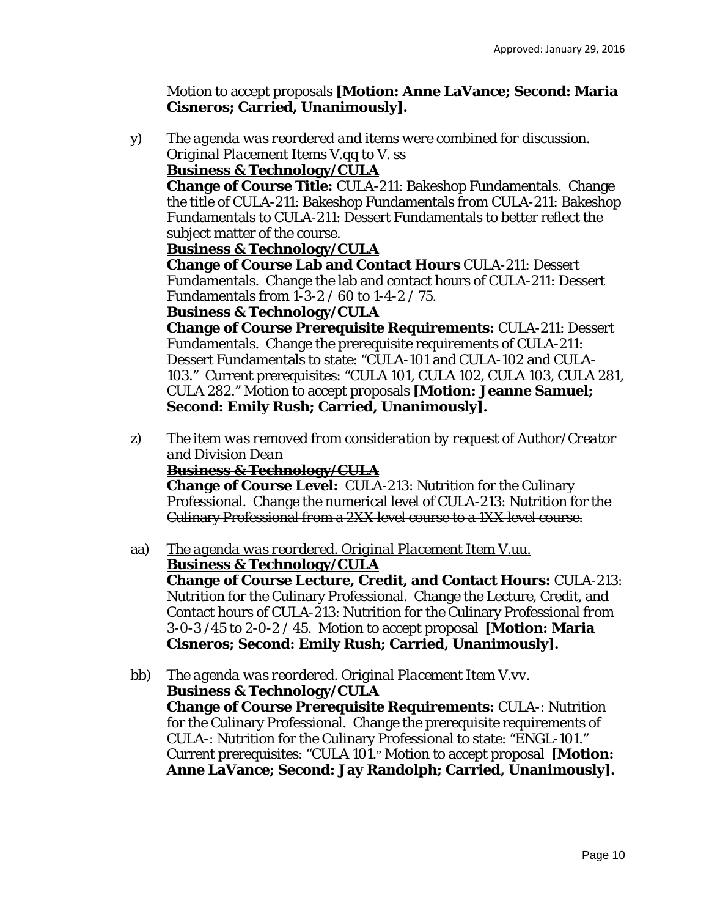Motion to accept proposals **[Motion: Anne LaVance; Second: Maria Cisneros; Carried, Unanimously].**

y) *The agenda was reordered and items were combined for discussion. Original Placement Items V.qq to V. ss*
**Business & Technology/CULA**
**Change of Course Title:** CULA-211: Bakeshop Fundamentals. Change the title of CULA-211: Bakeshop Fundamentals *from* CULA-211: Bakeshop Fundamentals *to* CULA-211: Dessert Fundamentals to better reflect the subject matter of the course.
**Business & Technology/CULA**
**Change of Course Lab and Contact Hours** CULA-211: Dessert Fundamentals. Change the lab and contact hours of CULA-211: Dessert Fundamentals *from* 1-3-2 / 60 *to* 1-4-2 / 75.
**Business & Technology/CULA**
**Change of Course Prerequisite Requirements:** CULA-211: Dessert Fundamentals. Change the prerequisite requirements of CULA-211: Dessert Fundamentals to state: "CULA-101 and CULA-102 and CULA-103." Current prerequisites: "CULA 101, CULA 102, CULA 103, CULA 281, CULA 282." Motion to accept proposals **[Motion: Jeanne Samuel; Second: Emily Rush; Carried, Unanimously].**

z) *The item was removed from consideration by request of Author/Creator and Division Dean*
~~**Business & Technology/CULA**~~
~~**Change of Course Level:** CULA-213: Nutrition for the Culinary Professional. Change the numerical level of CULA-213: Nutrition for the Culinary Professional *from* a 2XX level course *to* a 1XX level course.~~

aa) *The agenda was reordered. Original Placement Item V.uu.*
**Business & Technology/CULA**
**Change of Course Lecture, Credit, and Contact Hours:** CULA-213: Nutrition for the Culinary Professional. Change the Lecture, Credit, and Contact hours of CULA-213: Nutrition for the Culinary Professional *from* 3-0-3 /45 *to* 2-0-2 / 45. Motion to accept proposal **[Motion: Maria Cisneros; Second: Emily Rush; Carried, Unanimously].**

bb) *The agenda was reordered. Original Placement Item V.vv.*
**Business & Technology/CULA**
**Change of Course Prerequisite Requirements:** CULA-: Nutrition for the Culinary Professional. Change the prerequisite requirements of CULA-: Nutrition for the Culinary Professional to state: "ENGL-101." Current prerequisites: "CULA 101." Motion to accept proposal **[Motion: Anne LaVance; Second: Jay Randolph; Carried, Unanimously].**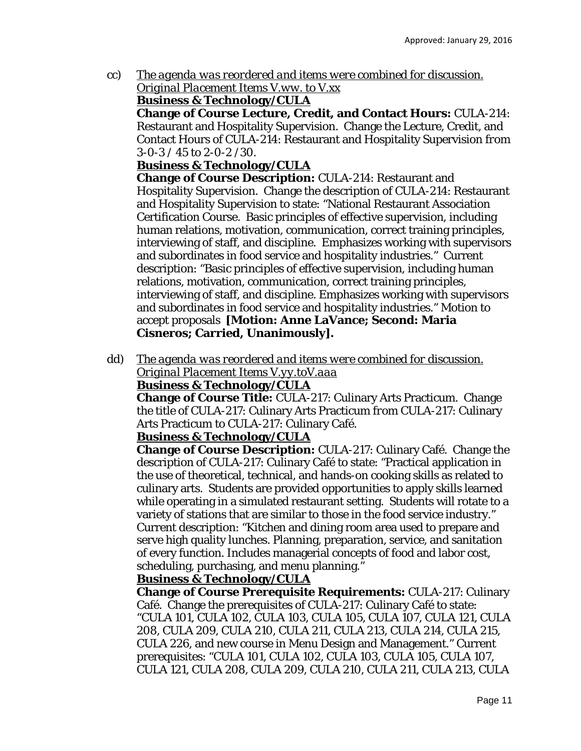cc) <u>*The agenda was reordered and items were combined for discussion. Original Placement Items V.ww. to V.xx*</u>

<u>**Business & Technology/CULA**</u>

**Change of Course Lecture, Credit, and Contact Hours:** CULA-214: Restaurant and Hospitality Supervision. Change the Lecture, Credit, and Contact Hours of CULA-214: Restaurant and Hospitality Supervision from 3-0-3 / 45 to 2-0-2 /30.

<u>**Business & Technology/CULA**</u>

**Change of Course Description:** CULA-214: Restaurant and Hospitality Supervision. Change the description of CULA-214: Restaurant and Hospitality Supervision to state: "National Restaurant Association Certification Course. Basic principles of effective supervision, including human relations, motivation, communication, correct training principles, interviewing of staff, and discipline. Emphasizes working with supervisors and subordinates in food service and hospitality industries." Current description: "Basic principles of effective supervision, including human relations, motivation, communication, correct training principles, interviewing of staff, and discipline. Emphasizes working with supervisors and subordinates in food service and hospitality industries." Motion to accept proposals **[Motion: Anne LaVance; Second: Maria Cisneros; Carried, Unanimously].**

dd) <u>*The agenda was reordered and items were combined for discussion. Original Placement Items V.yy.toV.aaa*</u>

<u>**Business & Technology/CULA**</u>

**Change of Course Title:** CULA-217: Culinary Arts Practicum. Change the title of CULA-217: Culinary Arts Practicum from CULA-217: Culinary Arts Practicum to CULA-217: Culinary Café.

<u>**Business & Technology/CULA**</u>

**Change of Course Description:** CULA-217: Culinary Café. Change the description of CULA-217: Culinary Café to state: "Practical application in the use of theoretical, technical, and hands-on cooking skills as related to culinary arts. Students are provided opportunities to apply skills learned while operating in a simulated restaurant setting. Students will rotate to a variety of stations that are similar to those in the food service industry." Current description: "Kitchen and dining room area used to prepare and serve high quality lunches. Planning, preparation, service, and sanitation of every function. Includes managerial concepts of food and labor cost, scheduling, purchasing, and menu planning."

<u>**Business & Technology/CULA**</u>

**Change of Course Prerequisite Requirements:** CULA-217: Culinary Café. Change the prerequisites of CULA-217: Culinary Café to state: "CULA 101, CULA 102, CULA 103, CULA 105, CULA 107, CULA 121, CULA 208, CULA 209, CULA 210, CULA 211, CULA 213, CULA 214, CULA 215, CULA 226, and new course in Menu Design and Management." Current prerequisites: "CULA 101, CULA 102, CULA 103, CULA 105, CULA 107, CULA 121, CULA 208, CULA 209, CULA 210, CULA 211, CULA 213, CULA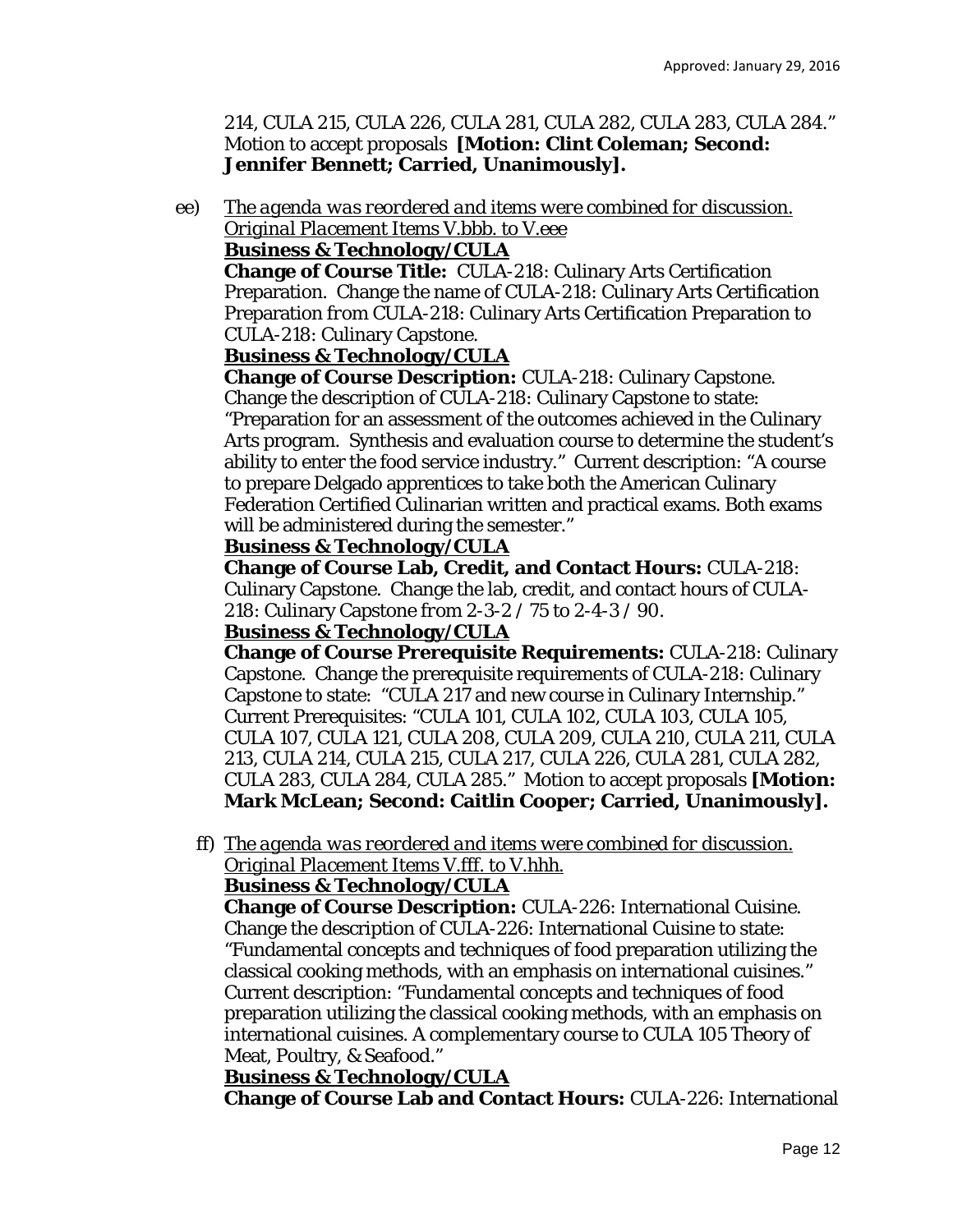214, CULA 215, CULA 226, CULA 281, CULA 282, CULA 283, CULA 284." Motion to accept proposals **[Motion: Clint Coleman; Second: Jennifer Bennett; Carried, Unanimously].**

ee) *The agenda was reordered and items were combined for discussion. Original Placement Items V.bbb. to V.eee*

**Business & Technology/CULA**

**Change of Course Title:** CULA-218: Culinary Arts Certification Preparation. Change the name of CULA-218: Culinary Arts Certification Preparation *from* CULA-218: Culinary Arts Certification Preparation to CULA-218: Culinary Capstone.

**Business & Technology/CULA**

**Change of Course Description:** CULA-218: Culinary Capstone. Change the description of CULA-218: Culinary Capstone to state: "Preparation for an assessment of the outcomes achieved in the Culinary Arts program. Synthesis and evaluation course to determine the student's ability to enter the food service industry." Current description: "A course to prepare Delgado apprentices to take both the American Culinary Federation Certified Culinarian written and practical exams. Both exams will be administered during the semester."

**Business & Technology/CULA**

**Change of Course Lab, Credit, and Contact Hours:** CULA-218: Culinary Capstone. Change the lab, credit, and contact hours of CULA-218: Culinary Capstone *from* 2-3-2 / 75 to 2-4-3 / 90.

**Business & Technology/CULA**

**Change of Course Prerequisite Requirements:** CULA-218: Culinary Capstone. Change the prerequisite requirements of CULA-218: Culinary Capstone to state: "CULA 217 and new course in Culinary Internship." Current Prerequisites: "CULA 101, CULA 102, CULA 103, CULA 105, CULA 107, CULA 121, CULA 208, CULA 209, CULA 210, CULA 211, CULA 213, CULA 214, CULA 215, CULA 217, CULA 226, CULA 281, CULA 282, CULA 283, CULA 284, CULA 285." Motion to accept proposals **[Motion: Mark McLean; Second: Caitlin Cooper; Carried, Unanimously].**

ff) *The agenda was reordered and items were combined for discussion. Original Placement Items V.fff. to V.hhh.*

**Business & Technology/CULA**

**Change of Course Description:** CULA-226: International Cuisine. Change the description of CULA-226: International Cuisine to state: "Fundamental concepts and techniques of food preparation utilizing the classical cooking methods, with an emphasis on international cuisines." Current description: "Fundamental concepts and techniques of food preparation utilizing the classical cooking methods, with an emphasis on international cuisines. A complementary course to CULA 105 Theory of Meat, Poultry, & Seafood."

**Business & Technology/CULA**

**Change of Course Lab and Contact Hours:** CULA-226: International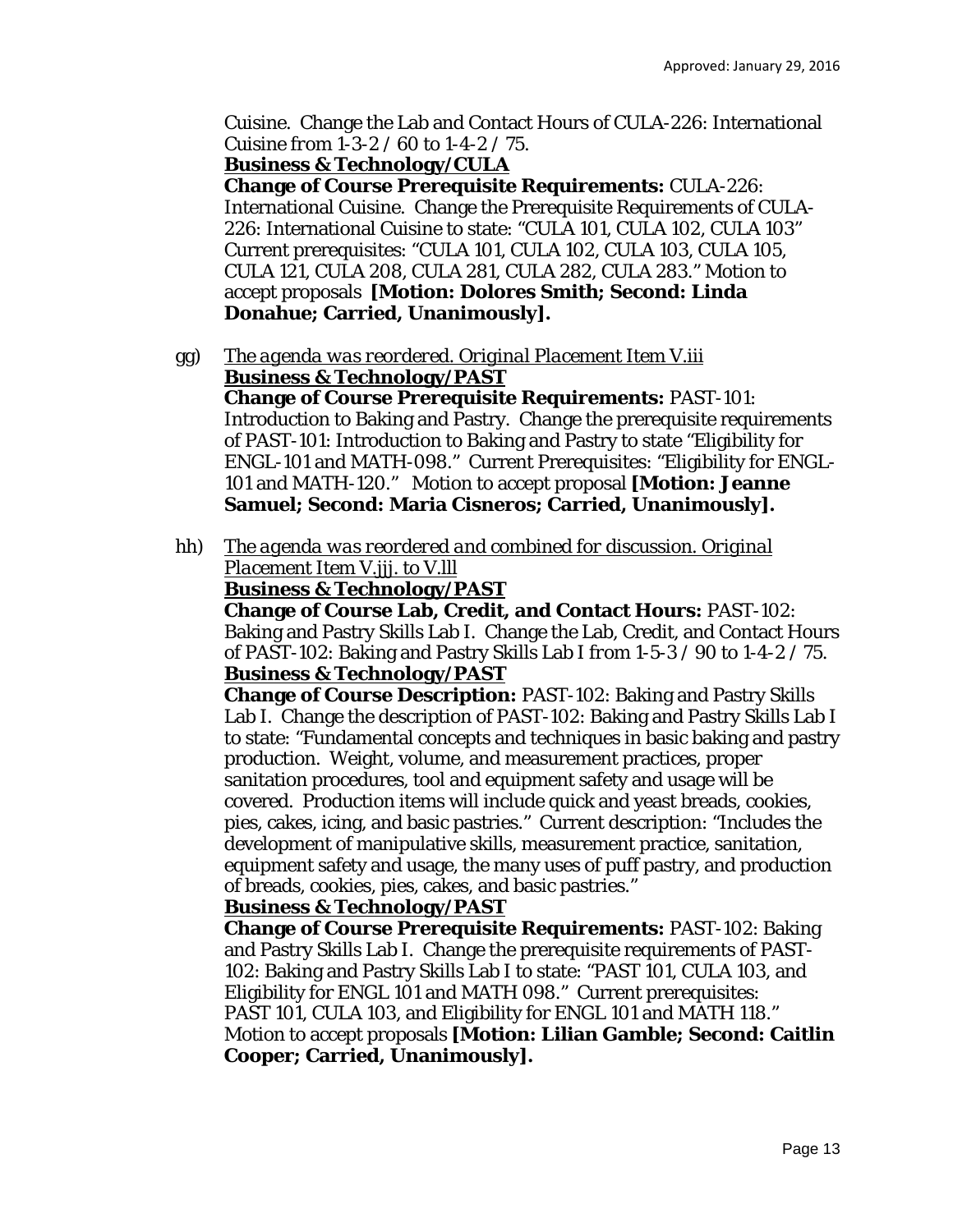Cuisine. Change the Lab and Contact Hours of CULA-226: International Cuisine *from* 1-3-2 / 60 *to* 1-4-2 / 75.

**<u>Business & Technology/CULA</u>**

**Change of Course Prerequisite Requirements:** CULA-226: International Cuisine. Change the Prerequisite Requirements of CULA-226: International Cuisine to state: "CULA 101, CULA 102, CULA 103" Current prerequisites: "CULA 101, CULA 102, CULA 103, CULA 105, CULA 121, CULA 208, CULA 281, CULA 282, CULA 283." Motion to accept proposals **[Motion: Dolores Smith; Second: Linda Donahue; Carried, Unanimously].**

gg) *<u>The agenda was reordered. Original Placement Item V.iii</u>*

**<u>Business & Technology/PAST</u>**

**Change of Course Prerequisite Requirements:** PAST-101: Introduction to Baking and Pastry. Change the prerequisite requirements of PAST-101: Introduction to Baking and Pastry to state "Eligibility for ENGL-101 and MATH-098." Current Prerequisites: "Eligibility for ENGL-101 and MATH-120." Motion to accept proposal **[Motion: Jeanne Samuel; Second: Maria Cisneros; Carried, Unanimously].**

hh) *<u>The agenda was reordered and combined for discussion. Original Placement Item V.jjj. to V.lll</u>*

**<u>Business & Technology/PAST</u>**

**Change of Course Lab, Credit, and Contact Hours:** PAST-102: Baking and Pastry Skills Lab I. Change the Lab, Credit, and Contact Hours of PAST-102: Baking and Pastry Skills Lab I *from* 1-5-3 / 90 *to* 1-4-2 / 75.

**<u>Business & Technology/PAST</u>**

**Change of Course Description:** PAST-102: Baking and Pastry Skills Lab I. Change the description of PAST-102: Baking and Pastry Skills Lab I to state: "Fundamental concepts and techniques in basic baking and pastry production. Weight, volume, and measurement practices, proper sanitation procedures, tool and equipment safety and usage will be covered. Production items will include quick and yeast breads, cookies, pies, cakes, icing, and basic pastries." Current description: "Includes the development of manipulative skills, measurement practice, sanitation, equipment safety and usage, the many uses of puff pastry, and production of breads, cookies, pies, cakes, and basic pastries."

**<u>Business & Technology/PAST</u>**

**Change of Course Prerequisite Requirements:** PAST-102: Baking and Pastry Skills Lab I. Change the prerequisite requirements of PAST-102: Baking and Pastry Skills Lab I to state: "PAST 101, CULA 103, and Eligibility for ENGL 101 and MATH 098." Current prerequisites: PAST 101, CULA 103, and Eligibility for ENGL 101 and MATH 118." Motion to accept proposals **[Motion: Lilian Gamble; Second: Caitlin Cooper; Carried, Unanimously].**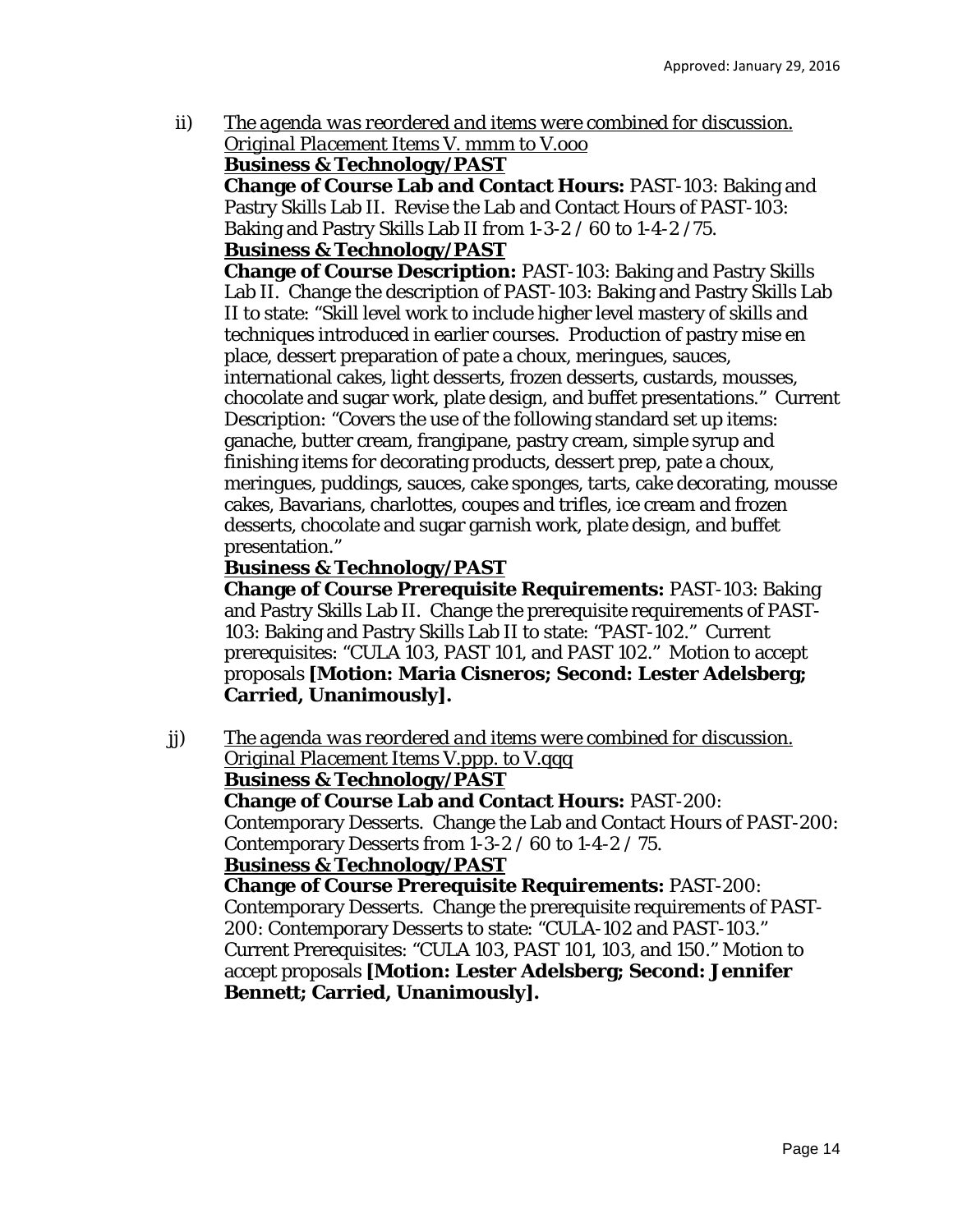ii) *The agenda was reordered and items were combined for discussion. Original Placement Items V. mmm to V.ooo*

**Business & Technology/PAST**

**Change of Course Lab and Contact Hours:** PAST-103: Baking and Pastry Skills Lab II. Revise the Lab and Contact Hours of PAST-103: Baking and Pastry Skills Lab II from 1-3-2 / 60 to 1-4-2 /75.

**Business & Technology/PAST**

**Change of Course Description:** PAST-103: Baking and Pastry Skills Lab II. Change the description of PAST-103: Baking and Pastry Skills Lab II to state: "Skill level work to include higher level mastery of skills and techniques introduced in earlier courses. Production of pastry mise en place, dessert preparation of pate a choux, meringues, sauces, international cakes, light desserts, frozen desserts, custards, mousses, chocolate and sugar work, plate design, and buffet presentations." Current Description: "Covers the use of the following standard set up items: ganache, butter cream, frangipane, pastry cream, simple syrup and finishing items for decorating products, dessert prep, pate a choux, meringues, puddings, sauces, cake sponges, tarts, cake decorating, mousse cakes, Bavarians, charlottes, coupes and trifles, ice cream and frozen desserts, chocolate and sugar garnish work, plate design, and buffet presentation."

**Business & Technology/PAST**

**Change of Course Prerequisite Requirements:** PAST-103: Baking and Pastry Skills Lab II. Change the prerequisite requirements of PAST-103: Baking and Pastry Skills Lab II to state: "PAST-102." Current prerequisites: "CULA 103, PAST 101, and PAST 102." Motion to accept proposals **[Motion: Maria Cisneros; Second: Lester Adelsberg; Carried, Unanimously].**

jj) *The agenda was reordered and items were combined for discussion. Original Placement Items V.ppp. to V.qqq*

**Business & Technology/PAST**

**Change of Course Lab and Contact Hours:** PAST-200: Contemporary Desserts. Change the Lab and Contact Hours of PAST-200: Contemporary Desserts from 1-3-2 / 60 to 1-4-2 / 75.

**Business & Technology/PAST**

**Change of Course Prerequisite Requirements:** PAST-200: Contemporary Desserts. Change the prerequisite requirements of PAST-200: Contemporary Desserts to state: "CULA-102 and PAST-103." Current Prerequisites: "CULA 103, PAST 101, 103, and 150." Motion to accept proposals **[Motion: Lester Adelsberg; Second: Jennifer Bennett; Carried, Unanimously].**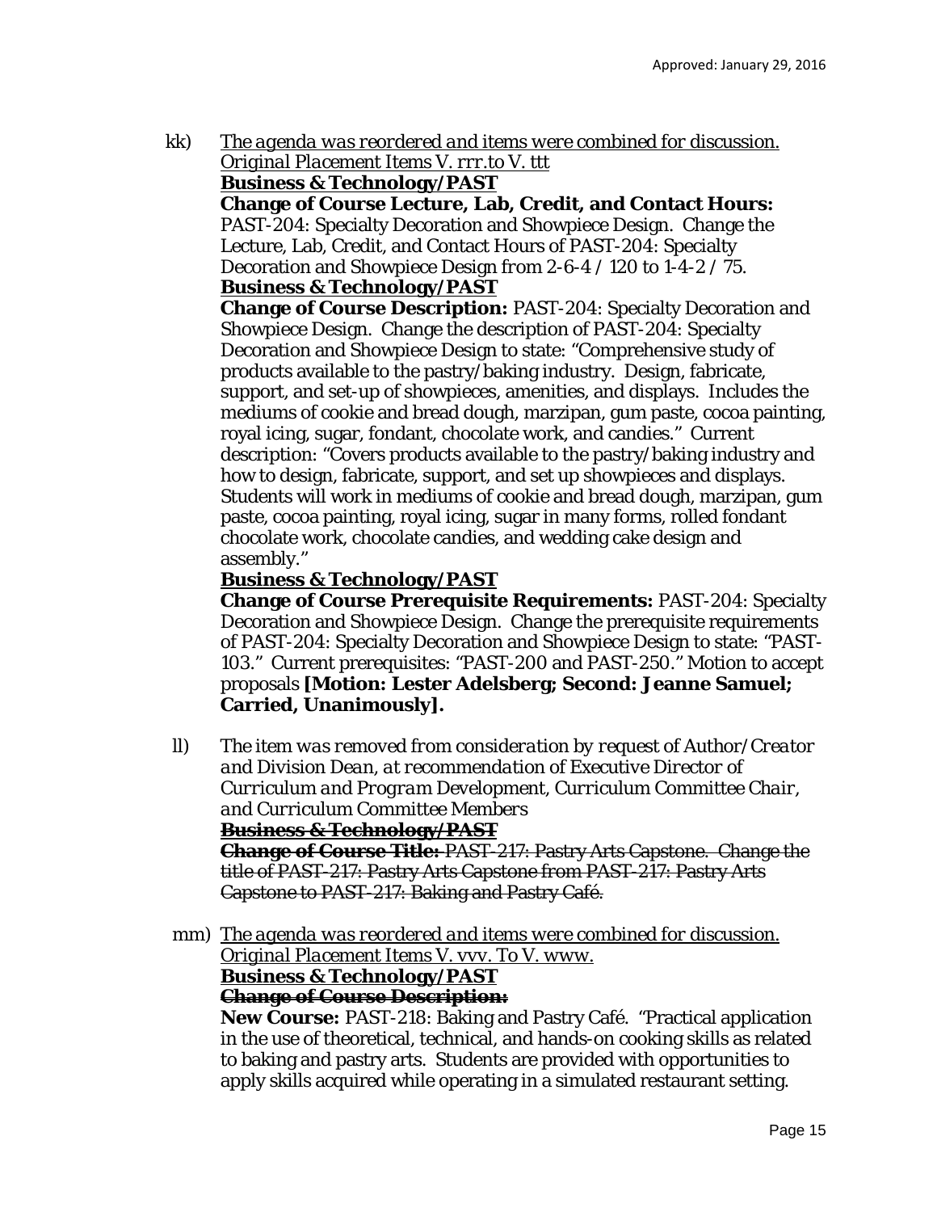Approved: January 29, 2016

kk) *The agenda was reordered and items were combined for discussion. Original Placement Items V. rrr.to V. ttt*
**Business & Technology/PAST**
**Change of Course Lecture, Lab, Credit, and Contact Hours:** PAST-204: Specialty Decoration and Showpiece Design. Change the Lecture, Lab, Credit, and Contact Hours of PAST-204: Specialty Decoration and Showpiece Design from 2-6-4 / 120 to 1-4-2 / 75.
**Business & Technology/PAST**
**Change of Course Description:** PAST-204: Specialty Decoration and Showpiece Design. Change the description of PAST-204: Specialty Decoration and Showpiece Design to state: "Comprehensive study of products available to the pastry/baking industry. Design, fabricate, support, and set-up of showpieces, amenities, and displays. Includes the mediums of cookie and bread dough, marzipan, gum paste, cocoa painting, royal icing, sugar, fondant, chocolate work, and candies." Current description: "Covers products available to the pastry/baking industry and how to design, fabricate, support, and set up showpieces and displays. Students will work in mediums of cookie and bread dough, marzipan, gum paste, cocoa painting, royal icing, sugar in many forms, rolled fondant chocolate work, chocolate candies, and wedding cake design and assembly."
**Business & Technology/PAST**
**Change of Course Prerequisite Requirements:** PAST-204: Specialty Decoration and Showpiece Design. Change the prerequisite requirements of PAST-204: Specialty Decoration and Showpiece Design to state: "PAST-103." Current prerequisites: "PAST-200 and PAST-250." Motion to accept proposals **[Motion: Lester Adelsberg; Second: Jeanne Samuel; Carried, Unanimously].**

ll) *The item was removed from consideration by request of Author/Creator and Division Dean, at recommendation of Executive Director of Curriculum and Program Development, Curriculum Committee Chair, and Curriculum Committee Members*
~~**Business & Technology/PAST**~~
~~**Change of Course Title:** PAST-217: Pastry Arts Capstone. Change the title of PAST-217: Pastry Arts Capstone from PAST-217: Pastry Arts Capstone to PAST-217: Baking and Pastry Café.~~

mm) *The agenda was reordered and items were combined for discussion. Original Placement Items V. vvv. To V. www.*
**Business & Technology/PAST**
~~**Change of Course Description:**~~
**New Course:** PAST-218: Baking and Pastry Café. "Practical application in the use of theoretical, technical, and hands-on cooking skills as related to baking and pastry arts. Students are provided with opportunities to apply skills acquired while operating in a simulated restaurant setting.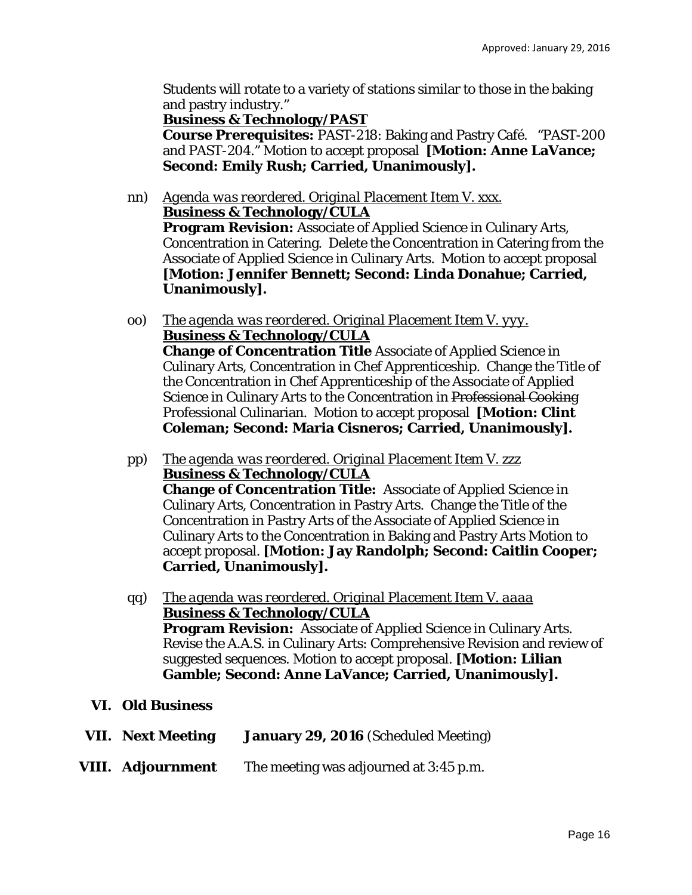Students will rotate to a variety of stations similar to those in the baking and pastry industry."
**Business & Technology/PAST**
**Course Prerequisites:** PAST-218: Baking and Pastry Café. "PAST-200 and PAST-204." Motion to accept proposal **[Motion: Anne LaVance; Second: Emily Rush; Carried, Unanimously].**

nn) *Agenda was reordered. Original Placement Item V. xxx.*
**Business & Technology/CULA**
**Program Revision:** Associate of Applied Science in Culinary Arts, Concentration in Catering. Delete the Concentration in Catering from the Associate of Applied Science in Culinary Arts. Motion to accept proposal **[Motion: Jennifer Bennett; Second: Linda Donahue; Carried, Unanimously].**

oo) *The agenda was reordered. Original Placement Item V. yyy.*
**Business & Technology/CULA**
**Change of Concentration Title** Associate of Applied Science in Culinary Arts, Concentration in Chef Apprenticeship. Change the Title of the Concentration in Chef Apprenticeship of the Associate of Applied Science in Culinary Arts to the Concentration in ~~Professional Cooking~~ Professional Culinarian. Motion to accept proposal **[Motion: Clint Coleman; Second: Maria Cisneros; Carried, Unanimously].**

pp) *The agenda was reordered. Original Placement Item V. zzz*
**Business & Technology/CULA**
**Change of Concentration Title:** Associate of Applied Science in Culinary Arts, Concentration in Pastry Arts. Change the Title of the Concentration in Pastry Arts of the Associate of Applied Science in Culinary Arts to the Concentration in Baking and Pastry Arts Motion to accept proposal. **[Motion: Jay Randolph; Second: Caitlin Cooper; Carried, Unanimously].**

qq) *The agenda was reordered. Original Placement Item V. aaaa*
**Business & Technology/CULA**
**Program Revision:** Associate of Applied Science in Culinary Arts. Revise the A.A.S. in Culinary Arts: Comprehensive Revision and review of suggested sequences. Motion to accept proposal. **[Motion: Lilian Gamble; Second: Anne LaVance; Carried, Unanimously].**

## VI. Old Business

## VII. Next Meeting **January 29, 2016** (Scheduled Meeting)

## VIII. Adjournment The meeting was adjourned at 3:45 p.m.